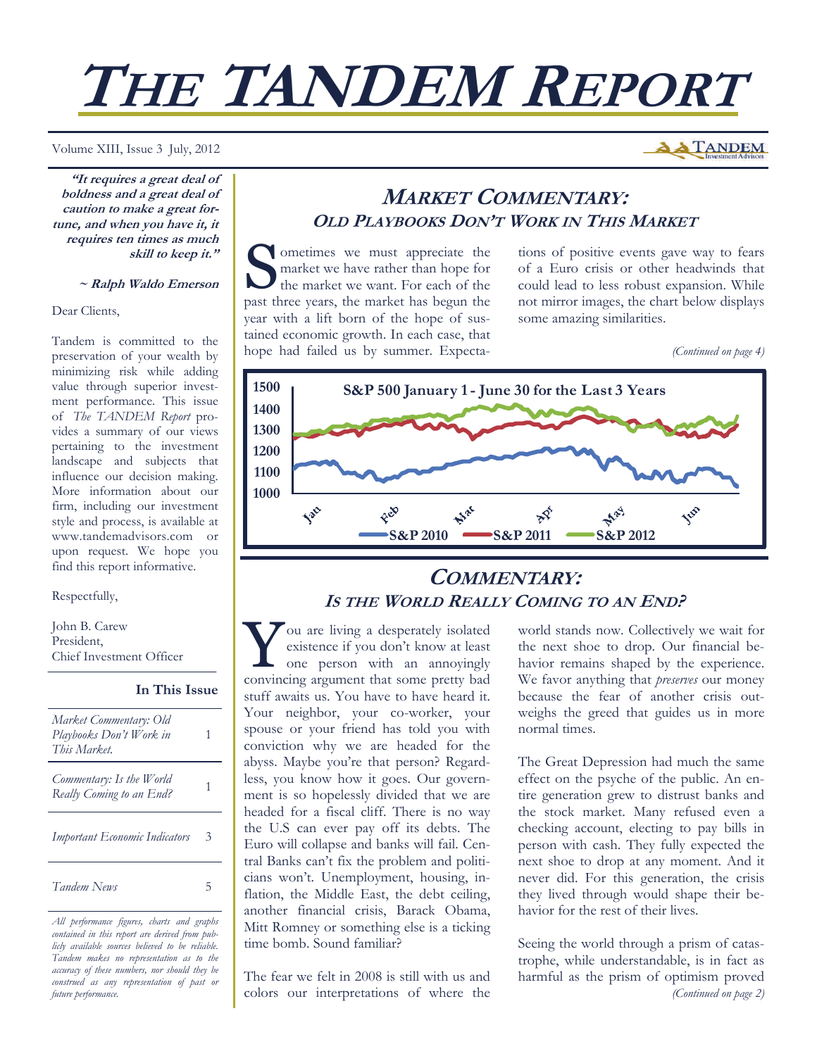# THE TANDEM REPORT

Volume XIII, Issue 3 July, 2012

***"It requires a great deal of boldness and a great deal of caution to make a great fortune, and when you have it, it requires ten times as much skill to keep it."***

***~ Ralph Waldo Emerson***

Dear Clients,

Tandem is committed to the preservation of your wealth by minimizing risk while adding value through superior investment performance. This issue of *The TANDEM Report* provides a summary of our views pertaining to the investment landscape and subjects that influence our decision making. More information about our firm, including our investment style and process, is available at www.tandemadvisors.com or upon request. We hope you find this report informative.

Respectfully,

John B. Carew
President,
Chief Investment Officer

**In This Issue**

| | |
|---|---|
| *Market Commentary: Old Playbooks Don't Work in This Market.* | 1 |
| *Commentary: Is the World Really Coming to an End?* | 1 |
| *Important Economic Indicators* | 3 |
| *Tandem News* | 5 |

*All performance figures, charts and graphs contained in this report are derived from publicly available sources believed to be reliable. Tandem makes no representation as to the accuracy of these numbers, nor should they be construed as any representation of past or future performance.*

## MARKET COMMENTARY: *OLD PLAYBOOKS DON'T WORK IN THIS MARKET*

Sometimes we must appreciate the market we have rather than hope for the market we want. For each of the past three years, the market has begun the year with a lift born of the hope of sustained economic growth. In each case, that hope had failed us by summer. Expectations of positive events gave way to fears of a Euro crisis or other headwinds that could lead to less robust expansion. While not mirror images, the chart below displays some amazing similarities.

*(Continued on page 4)*

**S&P 500 January 1 - June 30 for the Last 3 Years**

S&P 2010 — S&P 2011 — S&P 2012

## COMMENTARY: *IS THE WORLD REALLY COMING TO AN END?*

You are living a desperately isolated existence if you don't know at least one person with an annoyingly convincing argument that some pretty bad stuff awaits us. You have to have heard it. Your neighbor, your co-worker, your spouse or your friend has told you with conviction why we are headed for the abyss. Maybe you're that person? Regardless, you know how it goes. Our government is so hopelessly divided that we are headed for a fiscal cliff. There is no way the U.S can ever pay off its debts. The Euro will collapse and banks will fail. Central Banks can't fix the problem and politicians won't. Unemployment, housing, inflation, the Middle East, the debt ceiling, another financial crisis, Barack Obama, Mitt Romney or something else is a ticking time bomb. Sound familiar?

The fear we felt in 2008 is still with us and colors our interpretations of where the world stands now. Collectively we wait for the next shoe to drop. Our financial behavior remains shaped by the experience. We favor anything that *preserves* our money because the fear of another crisis outweighs the greed that guides us in more normal times.

The Great Depression had much the same effect on the psyche of the public. An entire generation grew to distrust banks and the stock market. Many refused even a checking account, electing to pay bills in person with cash. They fully expected the next shoe to drop at any moment. And it never did. For this generation, the crisis they lived through would shape their behavior for the rest of their lives.

Seeing the world through a prism of catastrophe, while understandable, is in fact as harmful as the prism of optimism proved

*(Continued on page 2)*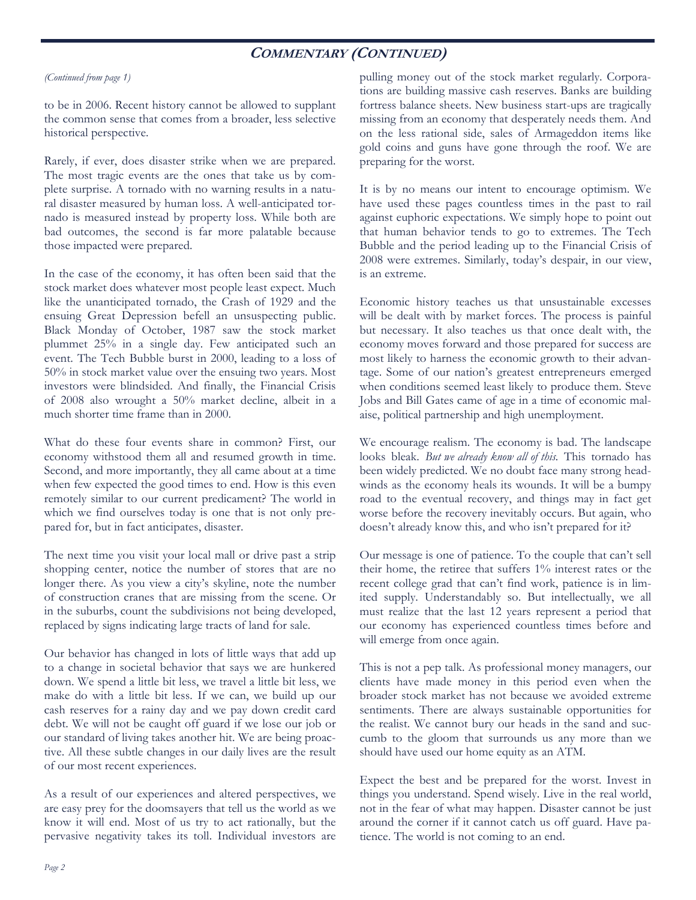## COMMENTARY (CONTINUED)

*(Continued from page 1)*

to be in 2006. Recent history cannot be allowed to supplant the common sense that comes from a broader, less selective historical perspective.

Rarely, if ever, does disaster strike when we are prepared. The most tragic events are the ones that take us by complete surprise. A tornado with no warning results in a natural disaster measured by human loss. A well-anticipated tornado is measured instead by property loss. While both are bad outcomes, the second is far more palatable because those impacted were prepared.

In the case of the economy, it has often been said that the stock market does whatever most people least expect. Much like the unanticipated tornado, the Crash of 1929 and the ensuing Great Depression befell an unsuspecting public. Black Monday of October, 1987 saw the stock market plummet 25% in a single day. Few anticipated such an event. The Tech Bubble burst in 2000, leading to a loss of 50% in stock market value over the ensuing two years. Most investors were blindsided. And finally, the Financial Crisis of 2008 also wrought a 50% market decline, albeit in a much shorter time frame than in 2000.

What do these four events share in common? First, our economy withstood them all and resumed growth in time. Second, and more importantly, they all came about at a time when few expected the good times to end. How is this even remotely similar to our current predicament? The world in which we find ourselves today is one that is not only prepared for, but in fact anticipates, disaster.

The next time you visit your local mall or drive past a strip shopping center, notice the number of stores that are no longer there. As you view a city's skyline, note the number of construction cranes that are missing from the scene. Or in the suburbs, count the subdivisions not being developed, replaced by signs indicating large tracts of land for sale.

Our behavior has changed in lots of little ways that add up to a change in societal behavior that says we are hunkered down. We spend a little bit less, we travel a little bit less, we make do with a little bit less. If we can, we build up our cash reserves for a rainy day and we pay down credit card debt. We will not be caught off guard if we lose our job or our standard of living takes another hit. We are being proactive. All these subtle changes in our daily lives are the result of our most recent experiences.

As a result of our experiences and altered perspectives, we are easy prey for the doomsayers that tell us the world as we know it will end. Most of us try to act rationally, but the pervasive negativity takes its toll. Individual investors are pulling money out of the stock market regularly. Corporations are building massive cash reserves. Banks are building fortress balance sheets. New business start-ups are tragically missing from an economy that desperately needs them. And on the less rational side, sales of Armageddon items like gold coins and guns have gone through the roof. We are preparing for the worst.

It is by no means our intent to encourage optimism. We have used these pages countless times in the past to rail against euphoric expectations. We simply hope to point out that human behavior tends to go to extremes. The Tech Bubble and the period leading up to the Financial Crisis of 2008 were extremes. Similarly, today's despair, in our view, is an extreme.

Economic history teaches us that unsustainable excesses will be dealt with by market forces. The process is painful but necessary. It also teaches us that once dealt with, the economy moves forward and those prepared for success are most likely to harness the economic growth to their advantage. Some of our nation's greatest entrepreneurs emerged when conditions seemed least likely to produce them. Steve Jobs and Bill Gates came of age in a time of economic malaise, political partnership and high unemployment.

We encourage realism. The economy is bad. The landscape looks bleak. *But we already know all of this.* This tornado has been widely predicted. We no doubt face many strong headwinds as the economy heals its wounds. It will be a bumpy road to the eventual recovery, and things may in fact get worse before the recovery inevitably occurs. But again, who doesn't already know this, and who isn't prepared for it?

Our message is one of patience. To the couple that can't sell their home, the retiree that suffers 1% interest rates or the recent college grad that can't find work, patience is in limited supply. Understandably so. But intellectually, we all must realize that the last 12 years represent a period that our economy has experienced countless times before and will emerge from once again.

This is not a pep talk. As professional money managers, our clients have made money in this period even when the broader stock market has not because we avoided extreme sentiments. There are always sustainable opportunities for the realist. We cannot bury our heads in the sand and succumb to the gloom that surrounds us any more than we should have used our home equity as an ATM.

Expect the best and be prepared for the worst. Invest in things you understand. Spend wisely. Live in the real world, not in the fear of what may happen. Disaster cannot be just around the corner if it cannot catch us off guard. Have patience. The world is not coming to an end.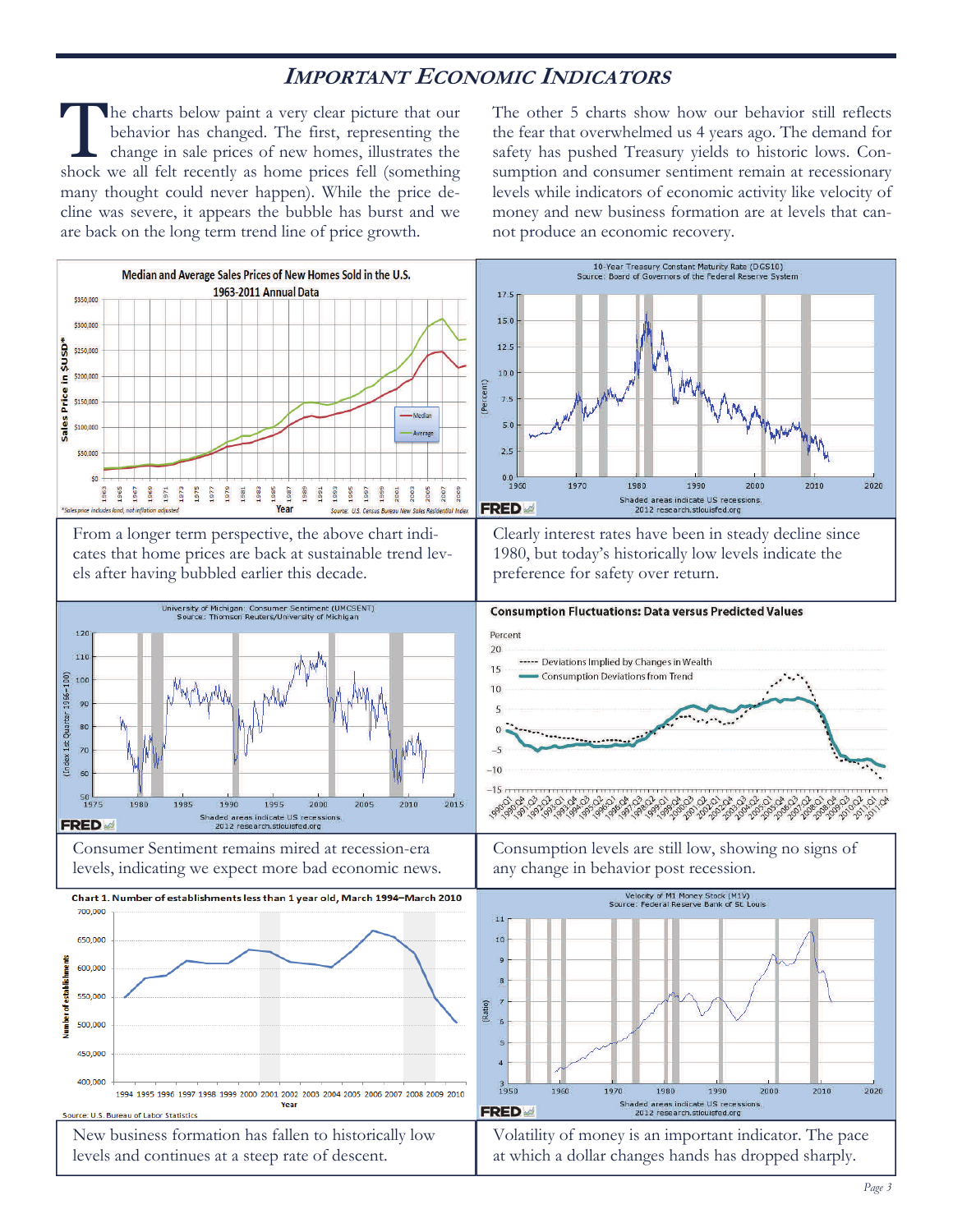## *Important Economic Indicators*

The charts below paint a very clear picture that our behavior has changed. The first, representing the change in sale prices of new homes, illustrates the shock we all felt recently as home prices fell (something many thought could never happen). While the price decline was severe, it appears the bubble has burst and we are back on the long term trend line of price growth.

The other 5 charts show how our behavior still reflects the fear that overwhelmed us 4 years ago. The demand for safety has pushed Treasury yields to historic lows. Consumption and consumer sentiment remain at recessionary levels while indicators of economic activity like velocity of money and new business formation are at levels that cannot produce an economic recovery.

**Median and Average Sales Prices of New Homes Sold in the U.S. 1963-2011 Annual Data**

From a longer term perspective, the above chart indicates that home prices are back at sustainable trend levels after having bubbled earlier this decade.

**10-Year Treasury Constant Maturity Rate (DGS10)**

Clearly interest rates have been in steady decline since 1980, but today's historically low levels indicate the preference for safety over return.

**University of Michigan: Consumer Sentiment (UMCSENT)**

Consumer Sentiment remains mired at recession-era levels, indicating we expect more bad economic news.

**Consumption Fluctuations: Data versus Predicted Values**

Consumption levels are still low, showing no signs of any change in behavior post recession.

**Chart 1. Number of establishments less than 1 year old, March 1994–March 2010**

New business formation has fallen to historically low levels and continues at a steep rate of descent.

**Velocity of M1 Money Stock (M1V)**

Volatility of money is an important indicator. The pace at which a dollar changes hands has dropped sharply.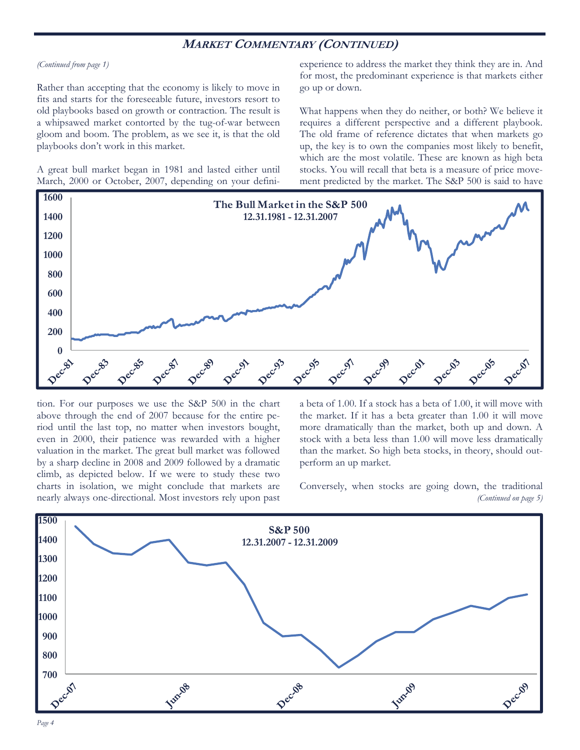## Market Commentary (Continued)

*(Continued from page 1)*

Rather than accepting that the economy is likely to move in fits and starts for the foreseeable future, investors resort to old playbooks based on growth or contraction. The result is a whipsawed market contorted by the tug-of-war between gloom and boom. The problem, as we see it, is that the old playbooks don't work in this market.

A great bull market began in 1981 and lasted either until March, 2000 or October, 2007, depending on your definition. For our purposes we use the S&P 500 in the chart above through the end of 2007 because for the entire period until the last top, no matter when investors bought, even in 2000, their patience was rewarded with a higher valuation in the market. The great bull market was followed by a sharp decline in 2008 and 2009 followed by a dramatic climb, as depicted below. If we were to study these two charts in isolation, we might conclude that markets are nearly always one-directional. Most investors rely upon past experience to address the market they think they are in. And for most, the predominant experience is that markets either go up or down.

What happens when they do neither, or both? We believe it requires a different perspective and a different playbook. The old frame of reference dictates that when markets go up, the key is to own the companies most likely to benefit, which are the most volatile. These are known as high beta stocks. You will recall that beta is a measure of price movement predicted by the market. The S&P 500 is said to have a beta of 1.00. If a stock has a beta of 1.00, it will move with the market. If it has a beta greater than 1.00 it will move more dramatically than the market, both up and down. A stock with a beta less than 1.00 will move less dramatically than the market. So high beta stocks, in theory, should outperform an up market.

Conversely, when stocks are going down, the traditional

*(Continued on page 5)*

**The Bull Market in the S&P 500**
**12.31.1981 - 12.31.2007**

**S&P 500**
**12.31.2007 - 12.31.2009**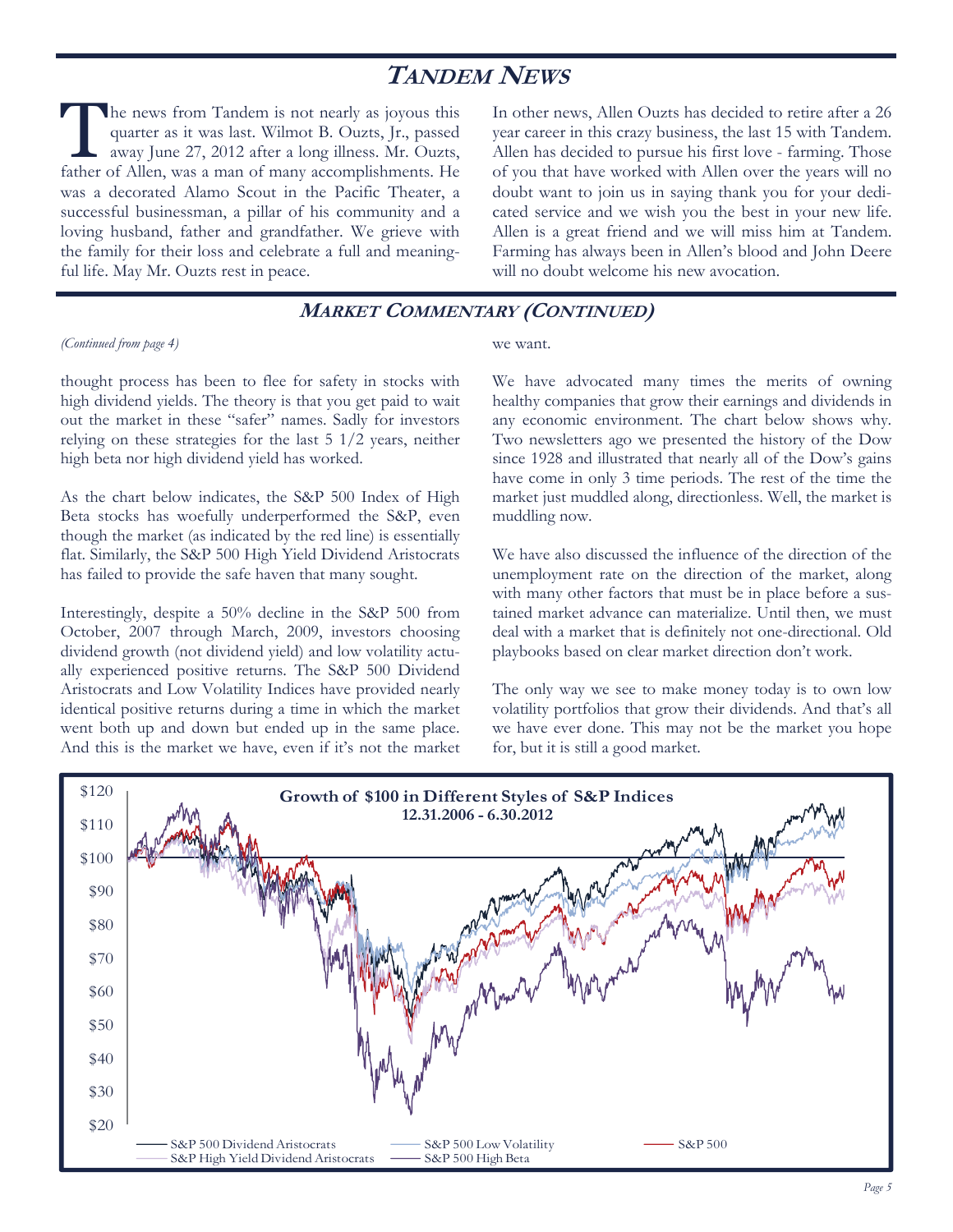# TANDEM NEWS

The news from Tandem is not nearly as joyous this quarter as it was last. Wilmot B. Ouzts, Jr., passed away June 27, 2012 after a long illness. Mr. Ouzts, father of Allen, was a man of many accomplishments. He was a decorated Alamo Scout in the Pacific Theater, a successful businessman, a pillar of his community and a loving husband, father and grandfather. We grieve with the family for their loss and celebrate a full and meaningful life. May Mr. Ouzts rest in peace.

In other news, Allen Ouzts has decided to retire after a 26 year career in this crazy business, the last 15 with Tandem. Allen has decided to pursue his first love - farming. Those of you that have worked with Allen over the years will no doubt want to join us in saying thank you for your dedicated service and we wish you the best in your new life. Allen is a great friend and we will miss him at Tandem. Farming has always been in Allen's blood and John Deere will no doubt welcome his new avocation.

## MARKET COMMENTARY (CONTINUED)

*(Continued from page 4)*

thought process has been to flee for safety in stocks with high dividend yields. The theory is that you get paid to wait out the market in these "safer" names. Sadly for investors relying on these strategies for the last 5 1/2 years, neither high beta nor high dividend yield has worked.

As the chart below indicates, the S&P 500 Index of High Beta stocks has woefully underperformed the S&P, even though the market (as indicated by the red line) is essentially flat. Similarly, the S&P 500 High Yield Dividend Aristocrats has failed to provide the safe haven that many sought.

Interestingly, despite a 50% decline in the S&P 500 from October, 2007 through March, 2009, investors choosing dividend growth (not dividend yield) and low volatility actually experienced positive returns. The S&P 500 Dividend Aristocrats and Low Volatility Indices have provided nearly identical positive returns during a time in which the market went both up and down but ended up in the same place. And this is the market we have, even if it's not the market we want.

We have advocated many times the merits of owning healthy companies that grow their earnings and dividends in any economic environment. The chart below shows why. Two newsletters ago we presented the history of the Dow since 1928 and illustrated that nearly all of the Dow's gains have come in only 3 time periods. The rest of the time the market just muddled along, directionless. Well, the market is muddling now.

We have also discussed the influence of the direction of the unemployment rate on the direction of the market, along with many other factors that must be in place before a sustained market advance can materialize. Until then, we must deal with a market that is definitely not one-directional. Old playbooks based on clear market direction don't work.

The only way we see to make money today is to own low volatility portfolios that grow their dividends. And that's all we have ever done. This may not be the market you hope for, but it is still a good market.

**Growth of $100 in Different Styles of S&P Indices**
**12.31.2006 - 6.30.2012**

S&P 500 Dividend Aristocrats — S&P 500 Low Volatility — S&P 500 — S&P High Yield Dividend Aristocrats — S&P 500 High Beta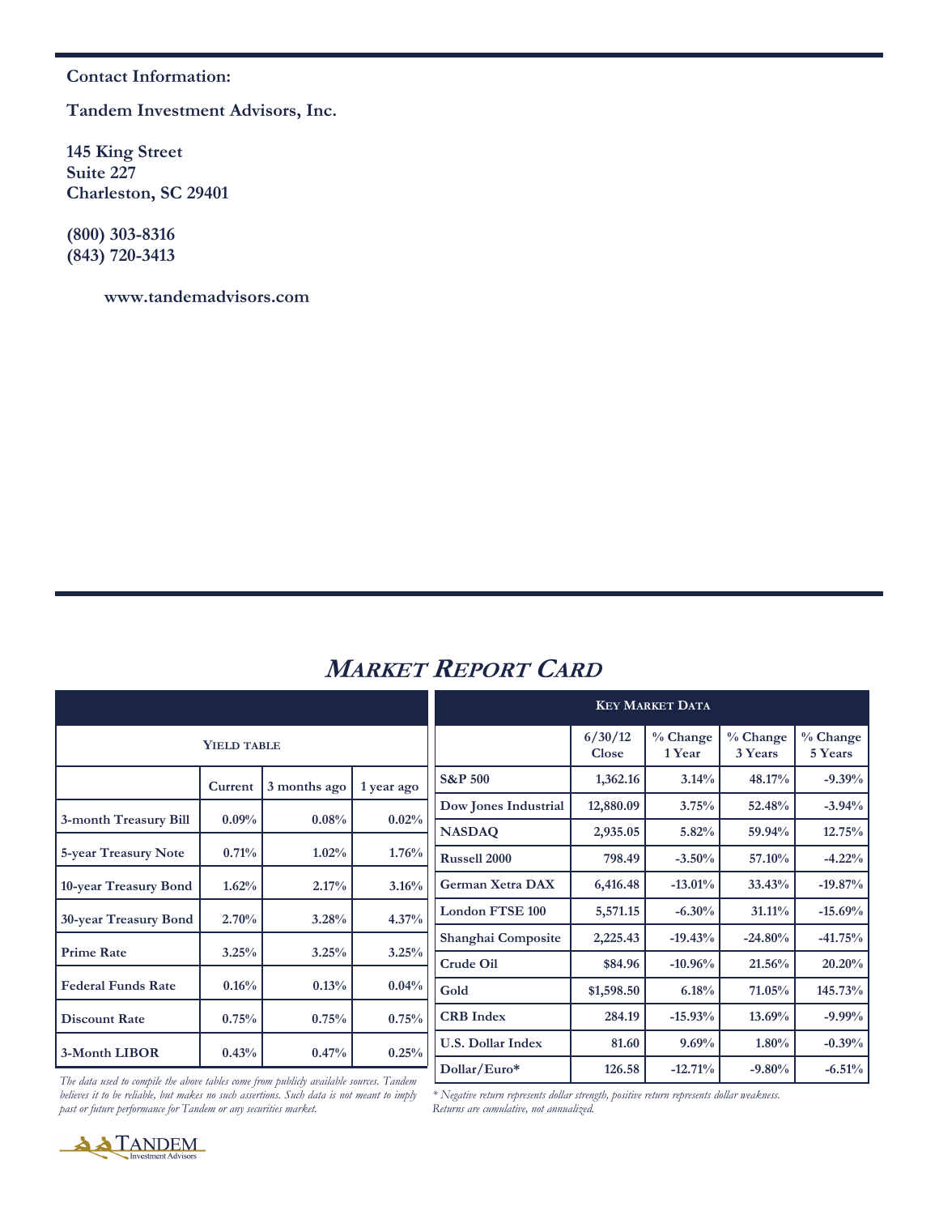**Contact Information:**

**Tandem Investment Advisors, Inc.**

**145 King Street**
**Suite 227**
**Charleston, SC 29401**

**(800) 303-8316**
**(843) 720-3413**

**www.tandemadvisors.com**

# *MARKET REPORT CARD*

**YIELD TABLE**

| | Current | 3 months ago | 1 year ago |
|---|---|---|---|
| 3-month Treasury Bill | 0.09% | 0.08% | 0.02% |
| 5-year Treasury Note | 0.71% | 1.02% | 1.76% |
| 10-year Treasury Bond | 1.62% | 2.17% | 3.16% |
| 30-year Treasury Bond | 2.70% | 3.28% | 4.37% |
| Prime Rate | 3.25% | 3.25% | 3.25% |
| Federal Funds Rate | 0.16% | 0.13% | 0.04% |
| Discount Rate | 0.75% | 0.75% | 0.75% |
| 3-Month LIBOR | 0.43% | 0.47% | 0.25% |

*The data used to compile the above tables come from publicly available sources. Tandem believes it to be reliable, but makes no such assertions. Such data is not meant to imply past or future performance for Tandem or any securities market.*

**KEY MARKET DATA**

| | 6/30/12 Close | % Change 1 Year | % Change 3 Years | % Change 5 Years |
|---|---|---|---|---|
| S&P 500 | 1,362.16 | 3.14% | 48.17% | -9.39% |
| Dow Jones Industrial | 12,880.09 | 3.75% | 52.48% | -3.94% |
| NASDAQ | 2,935.05 | 5.82% | 59.94% | 12.75% |
| Russell 2000 | 798.49 | -3.50% | 57.10% | -4.22% |
| German Xetra DAX | 6,416.48 | -13.01% | 33.43% | -19.87% |
| London FTSE 100 | 5,571.15 | -6.30% | 31.11% | -15.69% |
| Shanghai Composite | 2,225.43 | -19.43% | -24.80% | -41.75% |
| Crude Oil | $84.96 | -10.96% | 21.56% | 20.20% |
| Gold | $1,598.50 | 6.18% | 71.05% | 145.73% |
| CRB Index | 284.19 | -15.93% | 13.69% | -9.99% |
| U.S. Dollar Index | 81.60 | 9.69% | 1.80% | -0.39% |
| Dollar/Euro* | 126.58 | -12.71% | -9.80% | -6.51% |

*\* Negative return represents dollar strength, positive return represents dollar weakness. Returns are cumulative, not annualized.*

TANDEM Investment Advisors